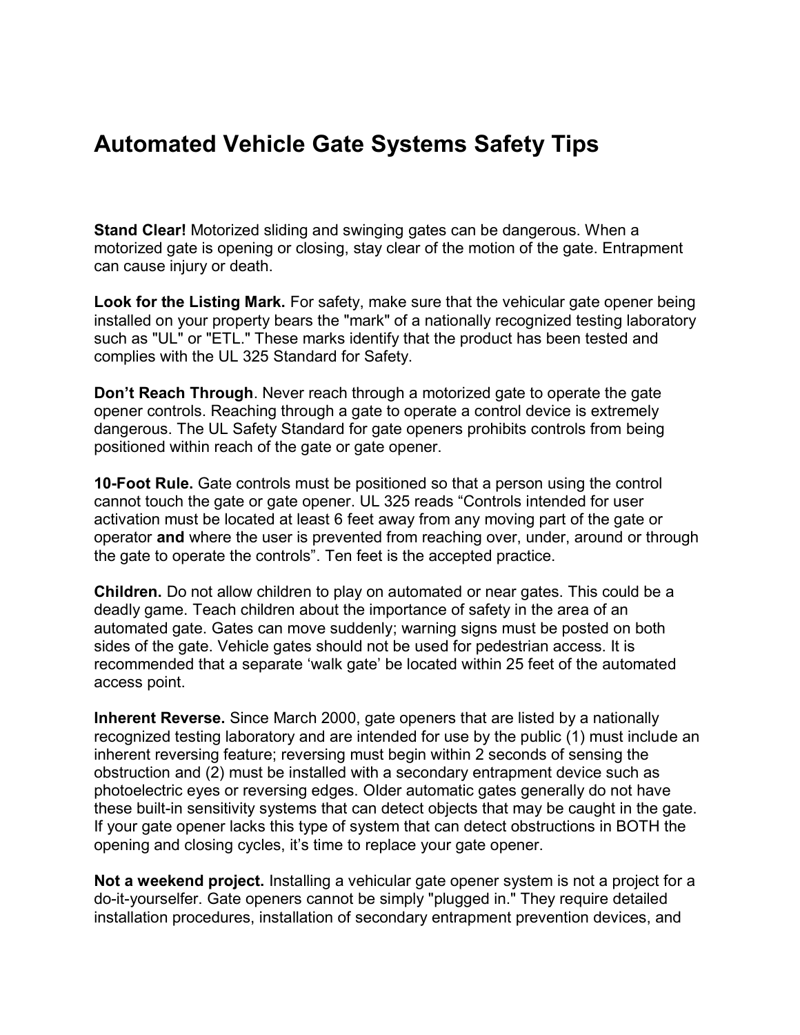# Automated Vehicle Gate Systems Safety Tips

**Stand Clear!** Motorized sliding and swinging gates can be dangerous. When a motorized gate is opening or closing, stay clear of the motion of the gate. Entrapment can cause injury or death.

**Look for the Listing Mark.** For safety, make sure that the vehicular gate opener being installed on your property bears the "mark" of a nationally recognized testing laboratory such as "UL" or "ETL." These marks identify that the product has been tested and complies with the UL 325 Standard for Safety.

**Don't Reach Through**. Never reach through a motorized gate to operate the gate opener controls. Reaching through a gate to operate a control device is extremely dangerous. The UL Safety Standard for gate openers prohibits controls from being positioned within reach of the gate or gate opener.

**10-Foot Rule.** Gate controls must be positioned so that a person using the control cannot touch the gate or gate opener. UL 325 reads "Controls intended for user activation must be located at least 6 feet away from any moving part of the gate or operator **and** where the user is prevented from reaching over, under, around or through the gate to operate the controls". Ten feet is the accepted practice.

**Children.** Do not allow children to play on automated or near gates. This could be a deadly game. Teach children about the importance of safety in the area of an automated gate. Gates can move suddenly; warning signs must be posted on both sides of the gate. Vehicle gates should not be used for pedestrian access. It is recommended that a separate 'walk gate' be located within 25 feet of the automated access point.

**Inherent Reverse.** Since March 2000, gate openers that are listed by a nationally recognized testing laboratory and are intended for use by the public (1) must include an inherent reversing feature; reversing must begin within 2 seconds of sensing the obstruction and (2) must be installed with a secondary entrapment device such as photoelectric eyes or reversing edges. Older automatic gates generally do not have these built-in sensitivity systems that can detect objects that may be caught in the gate. If your gate opener lacks this type of system that can detect obstructions in BOTH the opening and closing cycles, it's time to replace your gate opener.

**Not a weekend project.** Installing a vehicular gate opener system is not a project for a do-it-yourselfer. Gate openers cannot be simply "plugged in." They require detailed installation procedures, installation of secondary entrapment prevention devices, and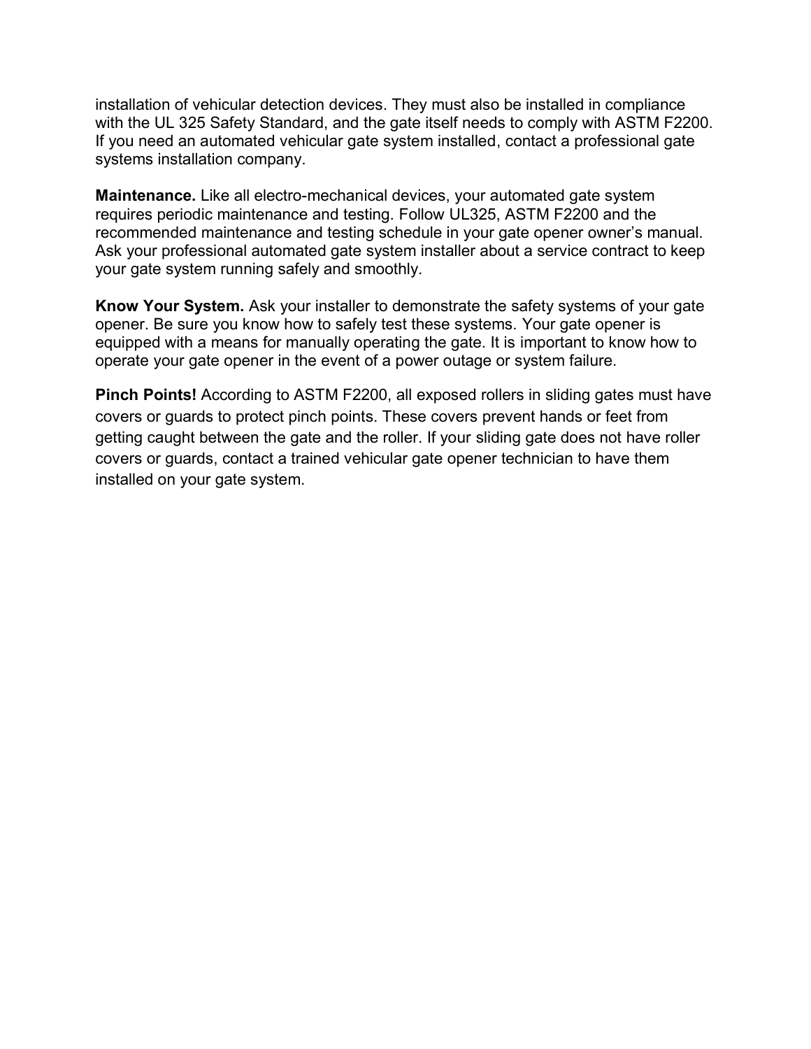installation of vehicular detection devices. They must also be installed in compliance with the UL 325 Safety Standard, and the gate itself needs to comply with ASTM F2200. If you need an automated vehicular gate system installed, contact a professional gate systems installation company.

**Maintenance.** Like all electro-mechanical devices, your automated gate system requires periodic maintenance and testing. Follow UL325, ASTM F2200 and the recommended maintenance and testing schedule in your gate opener owner's manual. Ask your professional automated gate system installer about a service contract to keep your gate system running safely and smoothly.

**Know Your System.** Ask your installer to demonstrate the safety systems of your gate opener. Be sure you know how to safely test these systems. Your gate opener is equipped with a means for manually operating the gate. It is important to know how to operate your gate opener in the event of a power outage or system failure.

**Pinch Points!** According to ASTM F2200, all exposed rollers in sliding gates must have covers or guards to protect pinch points. These covers prevent hands or feet from getting caught between the gate and the roller. If your sliding gate does not have roller covers or guards, contact a trained vehicular gate opener technician to have them installed on your gate system.